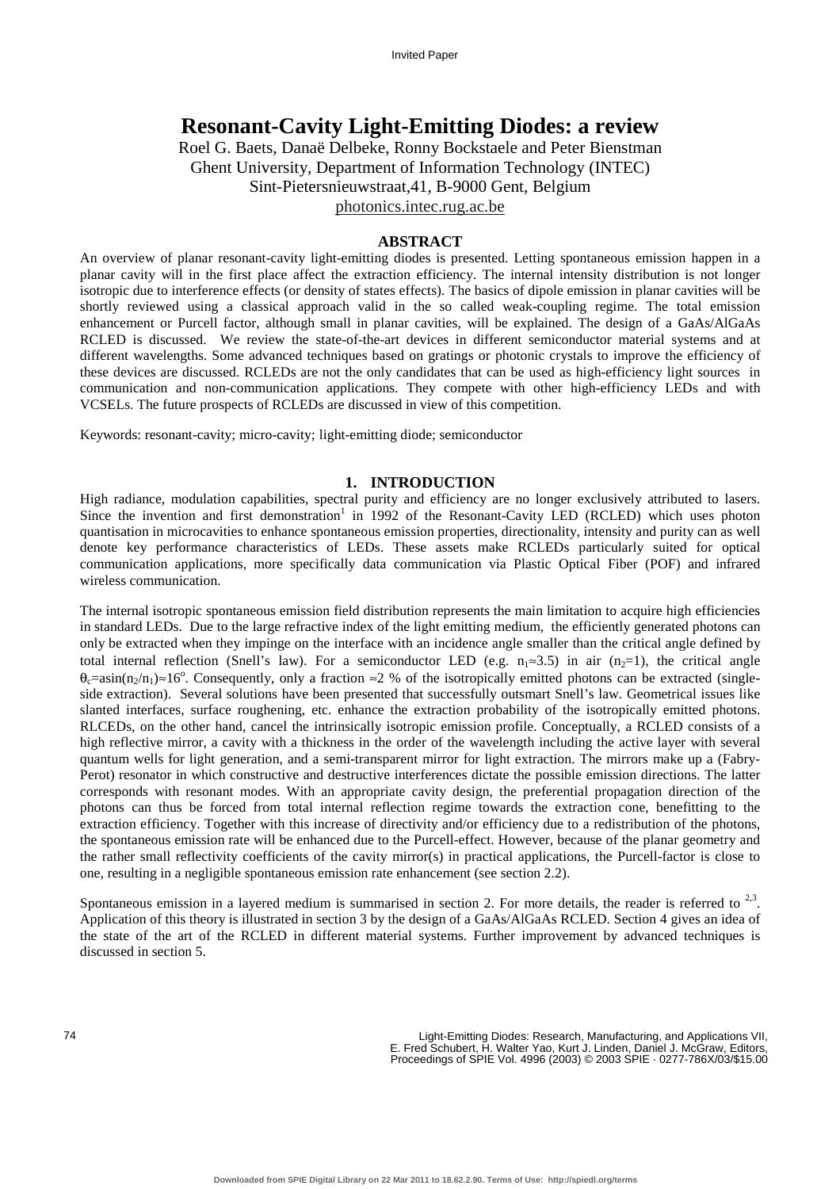Invited Paper

# Resonant-Cavity Light-Emitting Diodes: a review

Roel G. Baets, Danaë Delbeke, Ronny Bockstaele and Peter Bienstman
Ghent University, Department of Information Technology (INTEC)
Sint-Pietersnieuwstraat,41, B-9000 Gent, Belgium
photonics.intec.rug.ac.be

## ABSTRACT

An overview of planar resonant-cavity light-emitting diodes is presented. Letting spontaneous emission happen in a planar cavity will in the first place affect the extraction efficiency. The internal intensity distribution is not longer isotropic due to interference effects (or density of states effects). The basics of dipole emission in planar cavities will be shortly reviewed using a classical approach valid in the so called weak-coupling regime. The total emission enhancement or Purcell factor, although small in planar cavities, will be explained. The design of a GaAs/AlGaAs RCLED is discussed. We review the state-of-the-art devices in different semiconductor material systems and at different wavelengths. Some advanced techniques based on gratings or photonic crystals to improve the efficiency of these devices are discussed. RCLEDs are not the only candidates that can be used as high-efficiency light sources in communication and non-communication applications. They compete with other high-efficiency LEDs and with VCSELs. The future prospects of RCLEDs are discussed in view of this competition.

Keywords: resonant-cavity; micro-cavity; light-emitting diode; semiconductor

## 1. INTRODUCTION

High radiance, modulation capabilities, spectral purity and efficiency are no longer exclusively attributed to lasers. Since the invention and first demonstration[1] in 1992 of the Resonant-Cavity LED (RCLED) which uses photon quantisation in microcavities to enhance spontaneous emission properties, directionality, intensity and purity can as well denote key performance characteristics of LEDs. These assets make RCLEDs particularly suited for optical communication applications, more specifically data communication via Plastic Optical Fiber (POF) and infrared wireless communication.

The internal isotropic spontaneous emission field distribution represents the main limitation to acquire high efficiencies in standard LEDs. Due to the large refractive index of the light emitting medium, the efficiently generated photons can only be extracted when they impinge on the interface with an incidence angle smaller than the critical angle defined by total internal reflection (Snell's law). For a semiconductor LED (e.g. $n_1 \approx 3.5$) in air ($n_2=1$), the critical angle $\theta_c = \text{asin}(n_2/n_1) \approx 16^o$. Consequently, only a fraction $\approx 2$ % of the isotropically emitted photons can be extracted (single-side extraction). Several solutions have been presented that successfully outsmart Snell's law. Geometrical issues like slanted interfaces, surface roughening, etc. enhance the extraction probability of the isotropically emitted photons. RLCEDs, on the other hand, cancel the intrinsically isotropic emission profile. Conceptually, a RCLED consists of a high reflective mirror, a cavity with a thickness in the order of the wavelength including the active layer with several quantum wells for light generation, and a semi-transparent mirror for light extraction. The mirrors make up a (Fabry-Perot) resonator in which constructive and destructive interferences dictate the possible emission directions. The latter corresponds with resonant modes. With an appropriate cavity design, the preferential propagation direction of the photons can thus be forced from total internal reflection regime towards the extraction cone, benefitting to the extraction efficiency. Together with this increase of directivity and/or efficiency due to a redistribution of the photons, the spontaneous emission rate will be enhanced due to the Purcell-effect. However, because of the planar geometry and the rather small reflectivity coefficients of the cavity mirror(s) in practical applications, the Purcell-factor is close to one, resulting in a negligible spontaneous emission rate enhancement (see section 2.2).

Spontaneous emission in a layered medium is summarised in section 2. For more details, the reader is referred to [2,3]. Application of this theory is illustrated in section 3 by the design of a GaAs/AlGaAs RCLED. Section 4 gives an idea of the state of the art of the RCLED in different material systems. Further improvement by advanced techniques is discussed in section 5.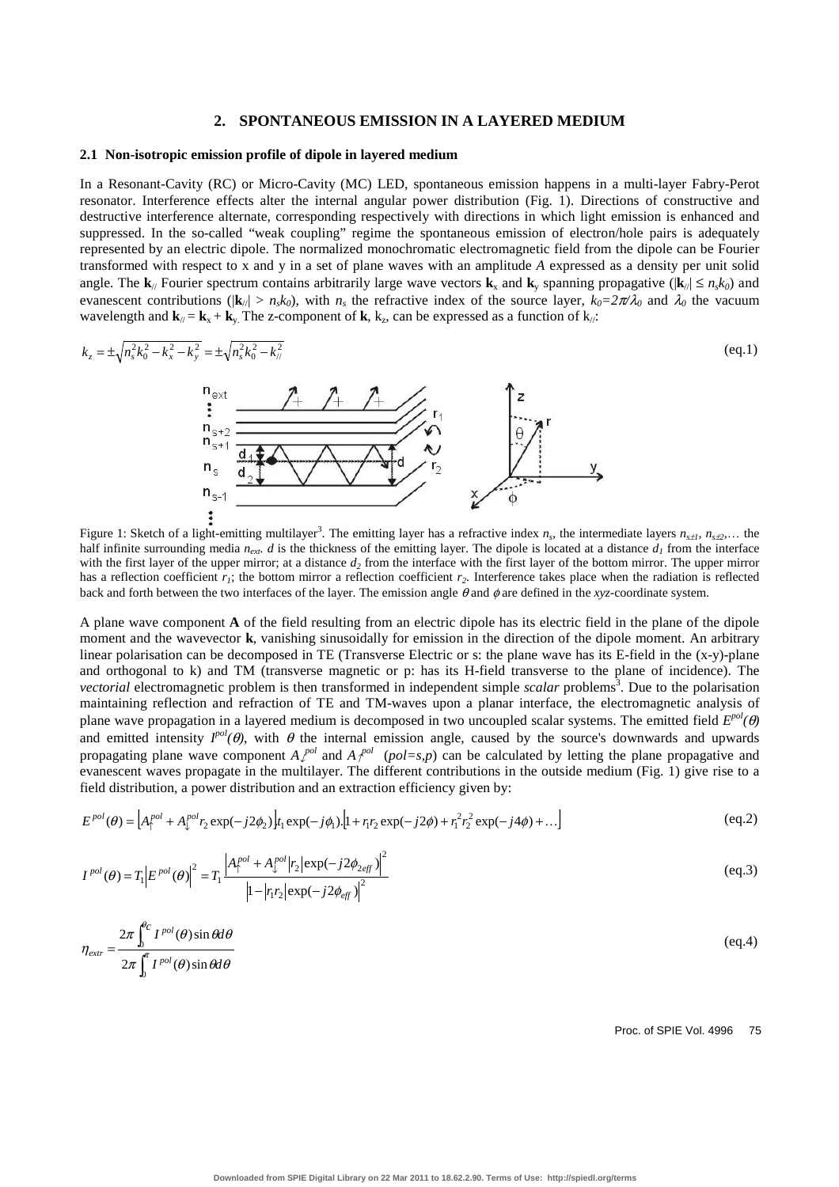## 2. SPONTANEOUS EMISSION IN A LAYERED MEDIUM

### 2.1 Non-isotropic emission profile of dipole in layered medium

In a Resonant-Cavity (RC) or Micro-Cavity (MC) LED, spontaneous emission happens in a multi-layer Fabry-Perot resonator. Interference effects alter the internal angular power distribution (Fig. 1). Directions of constructive and destructive interference alternate, corresponding respectively with directions in which light emission is enhanced and suppressed. In the so-called "weak coupling" regime the spontaneous emission of electron/hole pairs is adequately represented by an electric dipole. The normalized monochromatic electromagnetic field from the dipole can be Fourier transformed with respect to x and y in a set of plane waves with an amplitude *A* expressed as a density per unit solid angle. The $\mathbf{k}_{//}$ Fourier spectrum contains arbitrarily large wave vectors $\mathbf{k}_x$ and $\mathbf{k}_y$ spanning propagative ($|\mathbf{k}_{//}| \le n_s k_0$) and evanescent contributions ($|\mathbf{k}_{//}| > n_s k_0$), with $n_s$ the refractive index of the source layer, $k_0 = 2\pi/\lambda_0$ and $\lambda_0$ the vacuum wavelength and $\mathbf{k}_{//} = \mathbf{k}_x + \mathbf{k}_y$. The z-component of $\mathbf{k}$, $k_z$, can be expressed as a function of $k_{//}$:

$$k_z = \pm\sqrt{n_s^2 k_0^2 - k_x^2 - k_y^2} = \pm\sqrt{n_s^2 k_0^2 - k_{//}^2} \tag{eq.1}$$

Figure 1: Sketch of a light-emitting multilayer[3]. The emitting layer has a refractive index $n_s$, the intermediate layers $n_{s\pm1}$, $n_{s\pm2}$,… the half infinite surrounding media $n_{ext}$. *d* is the thickness of the emitting layer. The dipole is located at a distance $d_1$ from the interface with the first layer of the upper mirror; at a distance $d_2$ from the interface with the first layer of the bottom mirror. The upper mirror has a reflection coefficient $r_1$; the bottom mirror a reflection coefficient $r_2$. Interference takes place when the radiation is reflected back and forth between the two interfaces of the layer. The emission angle $\theta$ and $\phi$ are defined in the *xyz*-coordinate system.

A plane wave component **A** of the field resulting from an electric dipole has its electric field in the plane of the dipole moment and the wavevector **k**, vanishing sinusoidally for emission in the direction of the dipole moment. An arbitrary linear polarisation can be decomposed in TE (Transverse Electric or s: the plane wave has its E-field in the (x-y)-plane and orthogonal to k) and TM (transverse magnetic or p: has its H-field transverse to the plane of incidence). The *vectorial* electromagnetic problem is then transformed in independent simple *scalar* problems[3]. Due to the polarisation maintaining reflection and refraction of TE and TM-waves upon a planar interface, the electromagnetic analysis of plane wave propagation in a layered medium is decomposed in two uncoupled scalar systems. The emitted field $E^{pol}(\theta)$ and emitted intensity $I^{pol}(\theta)$, with $\theta$ the internal emission angle, caused by the source's downwards and upwards propagating plane wave component $A_{\downarrow}^{pol}$ and $A_{\uparrow}^{pol}$ ($pol = s,p$) can be calculated by letting the plane propagative and evanescent waves propagate in the multilayer. The different contributions in the outside medium (Fig. 1) give rise to a field distribution, a power distribution and an extraction efficiency given by:

$$E^{pol}(\theta) = \left[A_{\uparrow}^{pol} + A_{\downarrow}^{pol} r_2 \exp(-j2\phi_2)\right] t_1 \exp(-j\phi_1).\left[1 + r_1 r_2 \exp(-j2\phi) + r_1^2 r_2^2 \exp(-j4\phi) + \ldots\right] \tag{eq.2}$$

$$I^{pol}(\theta) = T_1 \left|E^{pol}(\theta)\right|^2 = T_1 \frac{\left|A_{\uparrow}^{pol} + A_{\downarrow}^{pol} |r_2| \exp(-j2\phi_{2eff})\right|^2}{\left|1 - |r_1 r_2| \exp(-j2\phi_{eff})\right|^2} \tag{eq.3}$$

$$\eta_{extr} = \frac{2\pi \int_0^{\theta_C} I^{pol}(\theta) \sin\theta d\theta}{2\pi \int_0^{\pi} I^{pol}(\theta) \sin\theta d\theta} \tag{eq.4}$$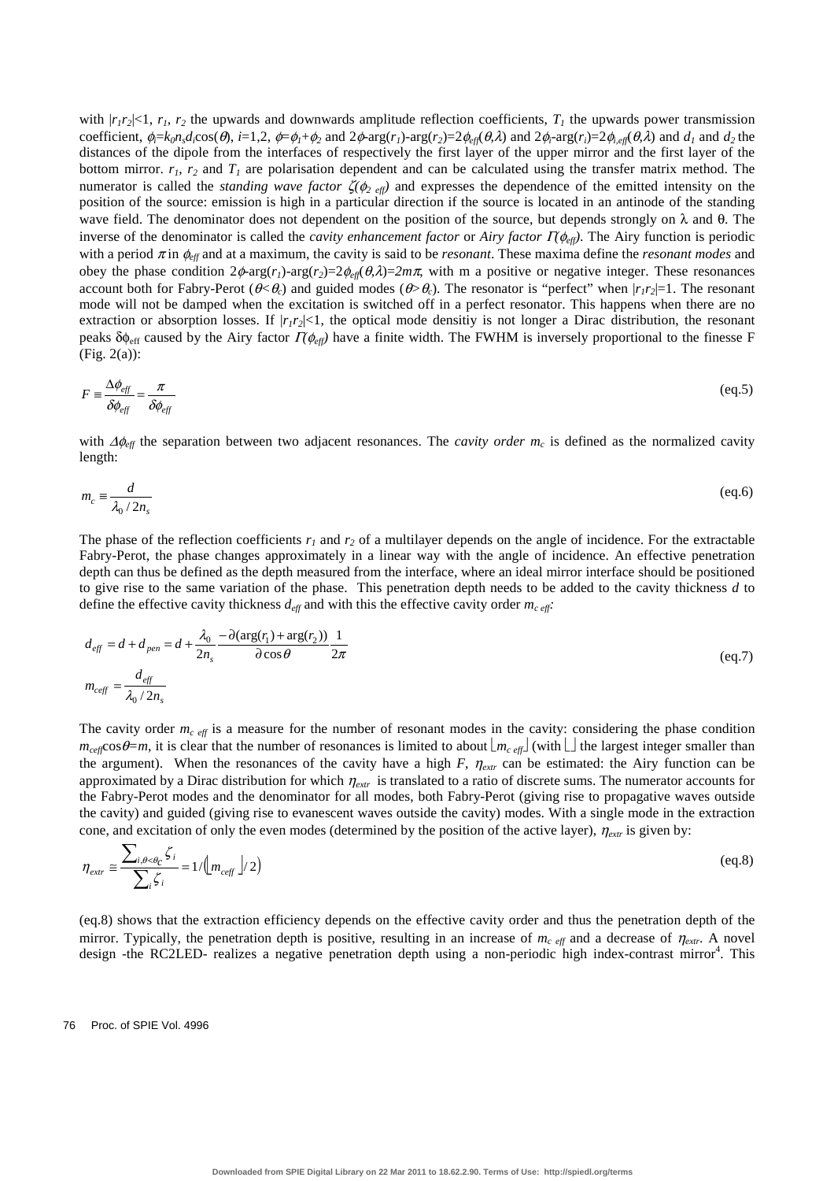with $|r_1r_2|<1$, $r_1$, $r_2$ the upwards and downwards amplitude reflection coefficients, $T_1$ the upwards power transmission coefficient, $\phi_i=k_0n_sd_i\cos(\theta)$, $i$=1,2, $\phi=\phi_1+\phi_2$ and $2\phi$-arg($r_1$)-arg($r_2$)=$2\phi_{eff}(\theta,\lambda)$ and $2\phi_i$-arg($r_i$)=$2\phi_{i,eff}(\theta,\lambda)$ and $d_1$ and $d_2$ the distances of the dipole from the interfaces of respectively the first layer of the upper mirror and the first layer of the bottom mirror. $r_1$, $r_2$ and $T_1$ are polarisation dependent and can be calculated using the transfer matrix method. The numerator is called the *standing wave factor* $\zeta(\phi_{2\ eff})$ and expresses the dependence of the emitted intensity on the position of the source: emission is high in a particular direction if the source is located in an antinode of the standing wave field. The denominator does not dependent on the position of the source, but depends strongly on $\lambda$ and $\theta$. The inverse of the denominator is called the *cavity enhancement factor* or *Airy factor* $\Pi(\phi_{eff})$. The Airy function is periodic with a period $\pi$ in $\phi_{eff}$ and at a maximum, the cavity is said to be *resonant*. These maxima define the *resonant modes* and obey the phase condition $2\phi$-arg($r_1$)-arg($r_2$)=$2\phi_{eff}(\theta,\lambda)=2m\pi$, with m a positive or negative integer. These resonances account both for Fabry-Perot ($\theta<\theta_c$) and guided modes ($\theta>\theta_c$). The resonator is "perfect" when $|r_1r_2|$=1. The resonant mode will not be damped when the excitation is switched off in a perfect resonator. This happens when there are no extraction or absorption losses. If $|r_1r_2|<1$, the optical mode densitiy is not longer a Dirac distribution, the resonant peaks $\delta\phi_{eff}$ caused by the Airy factor $\Pi(\phi_{eff})$ have a finite width. The FWHM is inversely proportional to the finesse F (Fig. 2(a)):

$$F \equiv \frac{\Delta\phi_{eff}}{\delta\phi_{eff}} = \frac{\pi}{\delta\phi_{eff}} \qquad \text{(eq.5)}$$

with $\Delta\phi_{eff}$ the separation between two adjacent resonances. The *cavity order* $m_c$ is defined as the normalized cavity length:

$$m_c \equiv \frac{d}{\lambda_0 / 2n_s} \qquad \text{(eq.6)}$$

The phase of the reflection coefficients $r_1$ and $r_2$ of a multilayer depends on the angle of incidence. For the extractable Fabry-Perot, the phase changes approximately in a linear way with the angle of incidence. An effective penetration depth can thus be defined as the depth measured from the interface, where an ideal mirror interface should be positioned to give rise to the same variation of the phase. This penetration depth needs to be added to the cavity thickness $d$ to define the effective cavity thickness $d_{eff}$ and with this the effective cavity order $m_{c\ eff}$:

$$d_{eff} = d + d_{pen} = d + \frac{\lambda_0}{2n_s}\frac{-\partial(\arg(r_1)+\arg(r_2))}{\partial\cos\theta}\frac{1}{2\pi}$$
$$m_{ceff} = \frac{d_{eff}}{\lambda_0 / 2n_s} \qquad \text{(eq.7)}$$

The cavity order $m_{c\ eff}$ is a measure for the number of resonant modes in the cavity: considering the phase condition $m_{ceff}\cos\theta=m$, it is clear that the number of resonances is limited to about $\lfloor m_{c\ eff} \rfloor$ (with $\lfloor\ \rfloor$ the largest integer smaller than the argument). When the resonances of the cavity have a high $F$, $\eta_{extr}$ can be estimated: the Airy function can be approximated by a Dirac distribution for which $\eta_{extr}$ is translated to a ratio of discrete sums. The numerator accounts for the Fabry-Perot modes and the denominator for all modes, both Fabry-Perot (giving rise to propagative waves outside the cavity) and guided (giving rise to evanescent waves outside the cavity) modes. With a single mode in the extraction cone, and excitation of only the even modes (determined by the position of the active layer), $\eta_{extr}$ is given by:

$$\eta_{extr} \cong \frac{\sum_{i,\theta<\theta_C}\zeta_i}{\sum_i \zeta_i} = 1/\left(\lfloor m_{ceff} \rfloor / 2\right) \qquad \text{(eq.8)}$$

(eq.8) shows that the extraction efficiency depends on the effective cavity order and thus the penetration depth of the mirror. Typically, the penetration depth is positive, resulting in an increase of $m_{c\ eff}$ and a decrease of $\eta_{extr}$. A novel design -the RC2LED- realizes a negative penetration depth using a non-periodic high index-contrast mirror[4]. This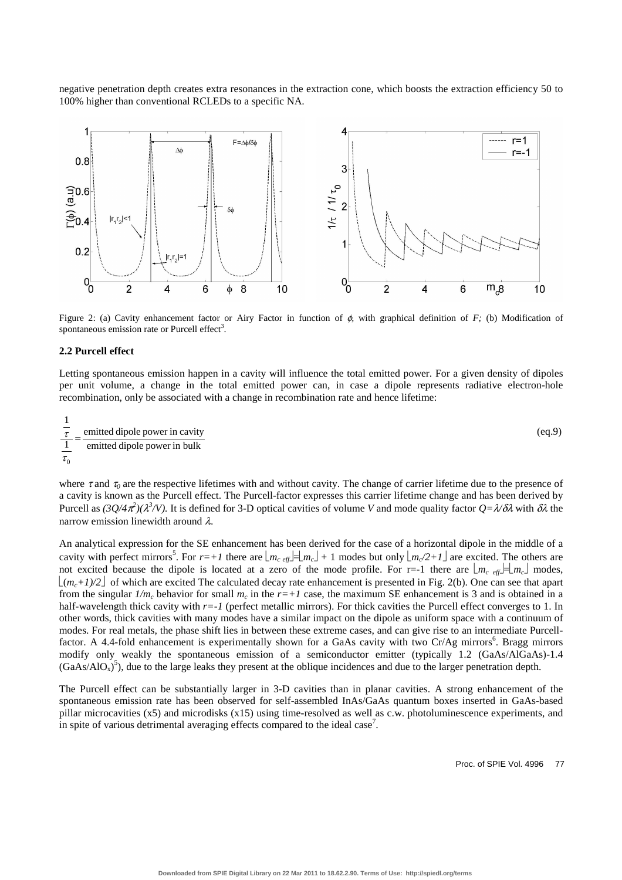negative penetration depth creates extra resonances in the extraction cone, which boosts the extraction efficiency 50 to 100% higher than conventional RCLEDs to a specific NA.

Figure 2: (a) Cavity enhancement factor or Airy Factor in function of $\phi$, with graphical definition of $F$; (b) Modification of spontaneous emission rate or Purcell effect[3].

### 2.2 Purcell effect

Letting spontaneous emission happen in a cavity will influence the total emitted power. For a given density of dipoles per unit volume, a change in the total emitted power can, in case a dipole represents radiative electron-hole recombination, only be associated with a change in recombination rate and hence lifetime:

$$\frac{\frac{1}{\tau}}{\frac{1}{\tau_0}} = \frac{\text{emitted dipole power in cavity}}{\text{emitted dipole power in bulk}} \qquad \text{(eq.9)}$$

where $\tau$ and $\tau_0$ are the respective lifetimes with and without cavity. The change of carrier lifetime due to the presence of a cavity is known as the Purcell effect. The Purcell-factor expresses this carrier lifetime change and has been derived by Purcell as $(3Q/4\pi^2)(\lambda^3/V)$. It is defined for 3-D optical cavities of volume $V$ and mode quality factor $Q=\lambda/\delta\lambda$ with $\delta\lambda$ the narrow emission linewidth around $\lambda$.

An analytical expression for the SE enhancement has been derived for the case of a horizontal dipole in the middle of a cavity with perfect mirrors[5]. For $r=+1$ there are $\lfloor m_{c\ eff} \rfloor = \lfloor m_c \rfloor + 1$ modes but only $\lfloor m_c/2+1 \rfloor$ are excited. The others are not excited because the dipole is located at a zero of the mode profile. For r=-1 there are $\lfloor m_{c\ eff} \rfloor = \lfloor m_c \rfloor$ modes, $\lfloor (m_c+1)/2 \rfloor$ of which are excited The calculated decay rate enhancement is presented in Fig. 2(b). One can see that apart from the singular $1/m_c$ behavior for small $m_c$ in the $r=+1$ case, the maximum SE enhancement is 3 and is obtained in a half-wavelength thick cavity with $r=-1$ (perfect metallic mirrors). For thick cavities the Purcell effect converges to 1. In other words, thick cavities with many modes have a similar impact on the dipole as uniform space with a continuum of modes. For real metals, the phase shift lies in between these extreme cases, and can give rise to an intermediate Purcell-factor. A 4.4-fold enhancement is experimentally shown for a GaAs cavity with two Cr/Ag mirrors[6]. Bragg mirrors modify only weakly the spontaneous emission of a semiconductor emitter (typically 1.2 (GaAs/AlGaAs)-1.4 ($GaAs/AlO_x$)[5]), due to the large leaks they present at the oblique incidences and due to the larger penetration depth.

The Purcell effect can be substantially larger in 3-D cavities than in planar cavities. A strong enhancement of the spontaneous emission rate has been observed for self-assembled InAs/GaAs quantum boxes inserted in GaAs-based pillar microcavities (x5) and microdisks (x15) using time-resolved as well as c.w. photoluminescence experiments, and in spite of various detrimental averaging effects compared to the ideal case[7].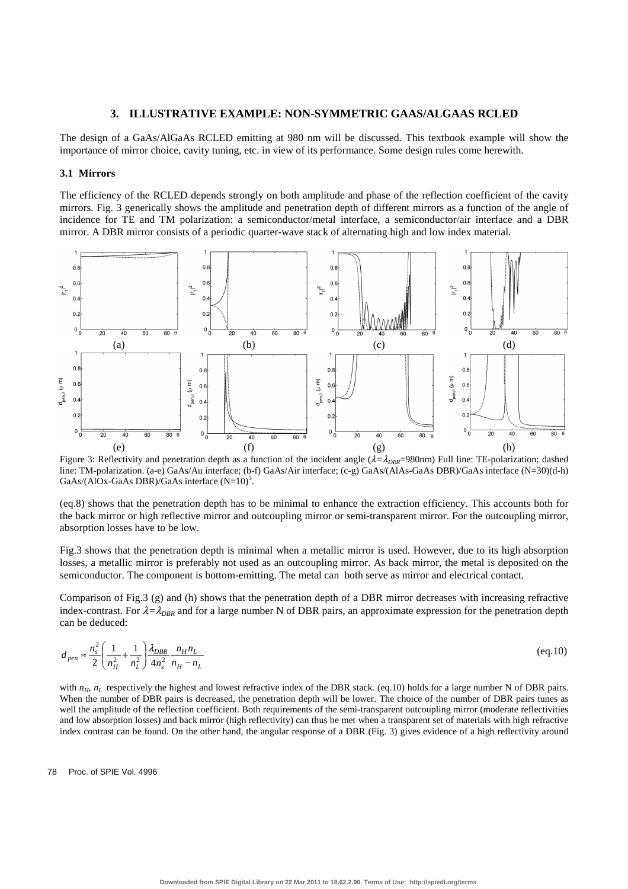### 3. ILLUSTRATIVE EXAMPLE: NON-SYMMETRIC GAAS/ALGAAS RCLED

The design of a GaAs/AlGaAs RCLED emitting at 980 nm will be discussed. This textbook example will show the importance of mirror choice, cavity tuning, etc. in view of its performance. Some design rules come herewith.

#### 3.1 Mirrors

The efficiency of the RCLED depends strongly on both amplitude and phase of the reflection coefficient of the cavity mirrors. Fig. 3 generically shows the amplitude and penetration depth of different mirrors as a function of the angle of incidence for TE and TM polarization: a semiconductor/metal interface, a semiconductor/air interface and a DBR mirror. A DBR mirror consists of a periodic quarter-wave stack of alternating high and low index material.

Figure 3: Reflectivity and penetration depth as a function of the incident angle ($\lambda=\lambda_{DBR}$=980nm) Full line: TE-polarization; dashed line: TM-polarization. (a-e) GaAs/Au interface; (b-f) GaAs/Air interface; (c-g) GaAs/(AlAs-GaAs DBR)/GaAs interface (N=30)(d-h) GaAs/(AlOx-GaAs DBR)/GaAs interface (N=10)[3].

(eq.8) shows that the penetration depth has to be minimal to enhance the extraction efficiency. This accounts both for the back mirror or high reflective mirror and outcoupling mirror or semi-transparent mirror. For the outcoupling mirror, absorption losses have to be low.

Fig.3 shows that the penetration depth is minimal when a metallic mirror is used. However, due to its high absorption losses, a metallic mirror is preferably not used as an outcoupling mirror. As back mirror, the metal is deposited on the semiconductor. The component is bottom-emitting. The metal can both serve as mirror and electrical contact.

Comparison of Fig.3 (g) and (h) shows that the penetration depth of a DBR mirror decreases with increasing refractive index-contrast. For $\lambda=\lambda_{DBR}$ and for a large number N of DBR pairs, an approximate expression for the penetration depth can be deduced:

$$d_{pen} \approx \frac{n_s^2}{2}\left(\frac{1}{n_H^2}+\frac{1}{n_L^2}\right)\frac{\lambda_{DBR}}{4n_s^2}\frac{n_H n_L}{n_H - n_L} \qquad \text{(eq.10)}$$

with $n_H$, $n_L$ respectively the highest and lowest refractive index of the DBR stack. (eq.10) holds for a large number N of DBR pairs. When the number of DBR pairs is decreased, the penetration depth will be lower. The choice of the number of DBR pairs tunes as well the amplitude of the reflection coefficient. Both requirements of the semi-transparent outcoupling mirror (moderate reflectivities and low absorption losses) and back mirror (high reflectivity) can thus be met when a transparent set of materials with high refractive index contrast can be found. On the other hand, the angular response of a DBR (Fig. 3) gives evidence of a high reflectivity around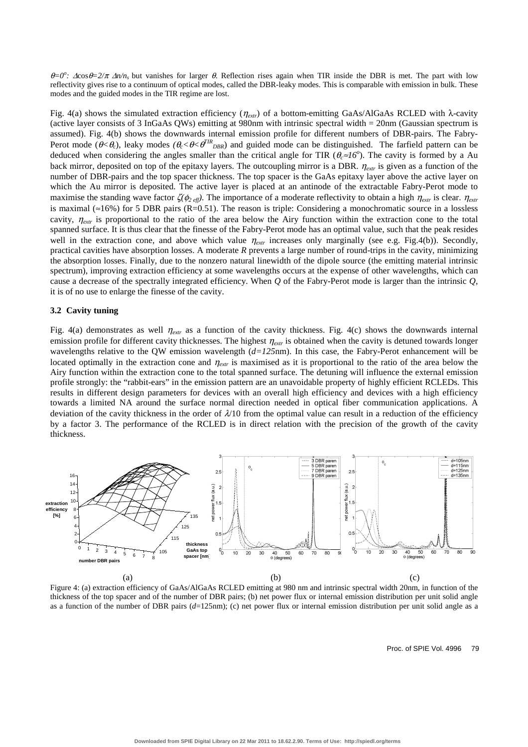$\theta=0^o$: $\Delta\cos\theta=2/\pi\ \Delta n/n_s$ but vanishes for larger $\theta$. Reflection rises again when TIR inside the DBR is met. The part with low reflectivity gives rise to a continuum of optical modes, called the DBR-leaky modes. This is comparable with emission in bulk. These modes and the guided modes in the TIR regime are lost.

Fig. 4(a) shows the simulated extraction efficiency ($\eta_{extr}$) of a bottom-emitting GaAs/AlGaAs RCLED with $\lambda$-cavity (active layer consists of 3 InGaAs QWs) emitting at 980nm with intrinsic spectral width = 20nm (Gaussian spectrum is assumed). Fig. 4(b) shows the downwards internal emission profile for different numbers of DBR-pairs. The Fabry-Perot mode ($\theta<\theta_c$), leaky modes ($\theta_c<\theta<\theta^{TIR}_{DBR}$) and guided mode can be distinguished. The farfield pattern can be deduced when considering the angles smaller than the critical angle for TIR ($\theta_c\approx 16^o$). The cavity is formed by a Au back mirror, deposited on top of the epitaxy layers. The outcoupling mirror is a DBR. $\eta_{extr}$ is given as a function of the number of DBR-pairs and the top spacer thickness. The top spacer is the GaAs epitaxy layer above the active layer on which the Au mirror is deposited. The active layer is placed at an antinode of the extractable Fabry-Perot mode to maximise the standing wave factor $\zeta(\phi_{2\ eff})$. The importance of a moderate reflectivity to obtain a high $\eta_{extr}$ is clear. $\eta_{extr}$ is maximal ($\approx$16%) for 5 DBR pairs (R=0.51). The reason is triple: Considering a monochromatic source in a lossless cavity, $\eta_{extr}$ is proportional to the ratio of the area below the Airy function within the extraction cone to the total spanned surface. It is thus clear that the finesse of the Fabry-Perot mode has an optimal value, such that the peak resides well in the extraction cone, and above which value $\eta_{extr}$ increases only marginally (see e.g. Fig.4(b)). Secondly, practical cavities have absorption losses. A moderate *R* prevents a large number of round-trips in the cavity, minimizing the absorption losses. Finally, due to the nonzero natural linewidth of the dipole source (the emitting material intrinsic spectrum), improving extraction efficiency at some wavelengths occurs at the expense of other wavelengths, which can cause a decrease of the spectrally integrated efficiency. When *Q* of the Fabry-Perot mode is larger than the intrinsic *Q*, it is of no use to enlarge the finesse of the cavity.

### 3.2 Cavity tuning

Fig. 4(a) demonstrates as well $\eta_{extr}$ as a function of the cavity thickness. Fig. 4(c) shows the downwards internal emission profile for different cavity thicknesses. The highest $\eta_{extr}$ is obtained when the cavity is detuned towards longer wavelengths relative to the QW emission wavelength (*d=125*nm). In this case, the Fabry-Perot enhancement will be located optimally in the extraction cone and $\eta_{extr}$ is maximised as it is proportional to the ratio of the area below the Airy function within the extraction cone to the total spanned surface. The detuning will influence the external emission profile strongly: the "rabbit-ears" in the emission pattern are an unavoidable property of highly efficient RCLEDs. This results in different design parameters for devices with an overall high efficiency and devices with a high efficiency towards a limited NA around the surface normal direction needed in optical fiber communication applications. A deviation of the cavity thickness in the order of $\lambda$/10 from the optimal value can result in a reduction of the efficiency by a factor 3. The performance of the RCLED is in direct relation with the precision of the growth of the cavity thickness.

(a) (b) (c)

Figure 4: (a) extraction efficiency of GaAs/AlGaAs RCLED emitting at 980 nm and intrinsic spectral width 20nm, in function of the thickness of the top spacer and of the number of DBR pairs; (b) net power flux or internal emission distribution per unit solid angle as a function of the number of DBR pairs (*d*=125nm); (c) net power flux or internal emission distribution per unit solid angle as a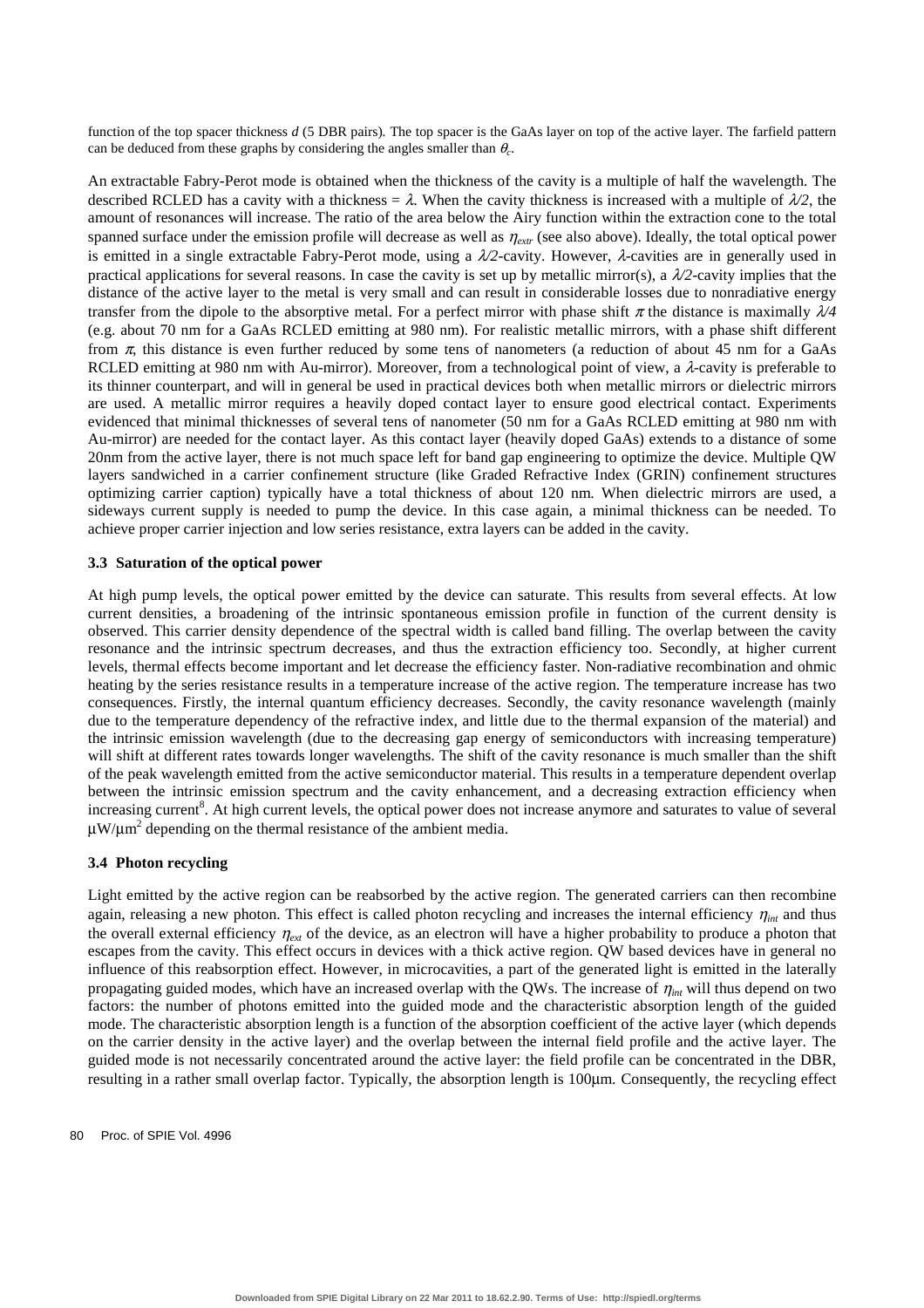function of the top spacer thickness *d* (5 DBR pairs). The top spacer is the GaAs layer on top of the active layer. The farfield pattern can be deduced from these graphs by considering the angles smaller than $\theta_c$.

An extractable Fabry-Perot mode is obtained when the thickness of the cavity is a multiple of half the wavelength. The described RCLED has a cavity with a thickness = $\lambda$. When the cavity thickness is increased with a multiple of $\lambda/2$, the amount of resonances will increase. The ratio of the area below the Airy function within the extraction cone to the total spanned surface under the emission profile will decrease as well as $\eta_{extr}$ (see also above). Ideally, the total optical power is emitted in a single extractable Fabry-Perot mode, using a $\lambda/2$-cavity. However, $\lambda$-cavities are in generally used in practical applications for several reasons. In case the cavity is set up by metallic mirror(s), a $\lambda/2$-cavity implies that the distance of the active layer to the metal is very small and can result in considerable losses due to nonradiative energy transfer from the dipole to the absorptive metal. For a perfect mirror with phase shift $\pi$ the distance is maximally $\lambda/4$ (e.g. about 70 nm for a GaAs RCLED emitting at 980 nm). For realistic metallic mirrors, with a phase shift different from $\pi$, this distance is even further reduced by some tens of nanometers (a reduction of about 45 nm for a GaAs RCLED emitting at 980 nm with Au-mirror). Moreover, from a technological point of view, a $\lambda$-cavity is preferable to its thinner counterpart, and will in general be used in practical devices both when metallic mirrors or dielectric mirrors are used. A metallic mirror requires a heavily doped contact layer to ensure good electrical contact. Experiments evidenced that minimal thicknesses of several tens of nanometer (50 nm for a GaAs RCLED emitting at 980 nm with Au-mirror) are needed for the contact layer. As this contact layer (heavily doped GaAs) extends to a distance of some 20nm from the active layer, there is not much space left for band gap engineering to optimize the device. Multiple QW layers sandwiched in a carrier confinement structure (like Graded Refractive Index (GRIN) confinement structures optimizing carrier caption) typically have a total thickness of about 120 nm. When dielectric mirrors are used, a sideways current supply is needed to pump the device. In this case again, a minimal thickness can be needed. To achieve proper carrier injection and low series resistance, extra layers can be added in the cavity.

### 3.3 Saturation of the optical power

At high pump levels, the optical power emitted by the device can saturate. This results from several effects. At low current densities, a broadening of the intrinsic spontaneous emission profile in function of the current density is observed. This carrier density dependence of the spectral width is called band filling. The overlap between the cavity resonance and the intrinsic spectrum decreases, and thus the extraction efficiency too. Secondly, at higher current levels, thermal effects become important and let decrease the efficiency faster. Non-radiative recombination and ohmic heating by the series resistance results in a temperature increase of the active region. The temperature increase has two consequences. Firstly, the internal quantum efficiency decreases. Secondly, the cavity resonance wavelength (mainly due to the temperature dependency of the refractive index, and little due to the thermal expansion of the material) and the intrinsic emission wavelength (due to the decreasing gap energy of semiconductors with increasing temperature) will shift at different rates towards longer wavelengths. The shift of the cavity resonance is much smaller than the shift of the peak wavelength emitted from the active semiconductor material. This results in a temperature dependent overlap between the intrinsic emission spectrum and the cavity enhancement, and a decreasing extraction efficiency when increasing current[8]. At high current levels, the optical power does not increase anymore and saturates to value of several $\mu W/\mu m^2$ depending on the thermal resistance of the ambient media.

### 3.4 Photon recycling

Light emitted by the active region can be reabsorbed by the active region. The generated carriers can then recombine again, releasing a new photon. This effect is called photon recycling and increases the internal efficiency $\eta_{int}$ and thus the overall external efficiency $\eta_{ext}$ of the device, as an electron will have a higher probability to produce a photon that escapes from the cavity. This effect occurs in devices with a thick active region. QW based devices have in general no influence of this reabsorption effect. However, in microcavities, a part of the generated light is emitted in the laterally propagating guided modes, which have an increased overlap with the QWs. The increase of $\eta_{int}$ will thus depend on two factors: the number of photons emitted into the guided mode and the characteristic absorption length of the guided mode. The characteristic absorption length is a function of the absorption coefficient of the active layer (which depends on the carrier density in the active layer) and the overlap between the internal field profile and the active layer. The guided mode is not necessarily concentrated around the active layer: the field profile can be concentrated in the DBR, resulting in a rather small overlap factor. Typically, the absorption length is 100μm. Consequently, the recycling effect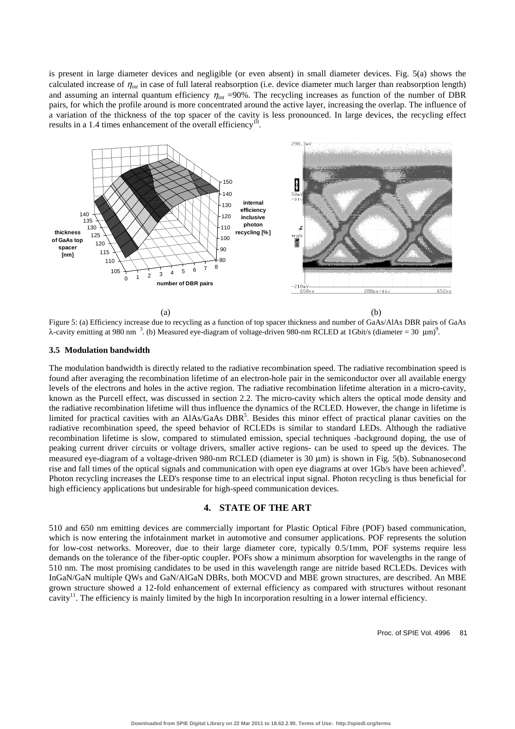is present in large diameter devices and negligible (or even absent) in small diameter devices. Fig. 5(a) shows the calculated increase of $\eta_{int}$ in case of full lateral reabsorption (i.e. device diameter much larger than reabsorption length) and assuming an internal quantum efficiency $\eta_{int}$ =90%. The recycling increases as function of the number of DBR pairs, for which the profile around is more concentrated around the active layer, increasing the overlap. The influence of a variation of the thickness of the top spacer of the cavity is less pronounced. In large devices, the recycling effect results in a 1.4 times enhancement of the overall efficiency[10].

(a) (b)

Figure 5: (a) Efficiency increase due to recycling as a function of top spacer thickness and number of GaAs/AlAs DBR pairs of GaAs $\lambda$-cavity emitting at 980 nm [3]. (b) Measured eye-diagram of voltage-driven 980-nm RCLED at 1Gbit/s (diameter = 30 μm)[9].

### 3.5 Modulation bandwidth

The modulation bandwidth is directly related to the radiative recombination speed. The radiative recombination speed is found after averaging the recombination lifetime of an electron-hole pair in the semiconductor over all available energy levels of the electrons and holes in the active region. The radiative recombination lifetime alteration in a micro-cavity, known as the Purcell effect, was discussed in section 2.2. The micro-cavity which alters the optical mode density and the radiative recombination lifetime will thus influence the dynamics of the RCLED. However, the change in lifetime is limited for practical cavities with an AlAs/GaAs DBR[5]. Besides this minor effect of practical planar cavities on the radiative recombination speed, the speed behavior of RCLEDs is similar to standard LEDs. Although the radiative recombination lifetime is slow, compared to stimulated emission, special techniques -background doping, the use of peaking current driver circuits or voltage drivers, smaller active regions- can be used to speed up the devices. The measured eye-diagram of a voltage-driven 980-nm RCLED (diameter is 30 μm) is shown in Fig. 5(b). Subnanosecond rise and fall times of the optical signals and communication with open eye diagrams at over 1Gb/s have been achieved[9]. Photon recycling increases the LED's response time to an electrical input signal. Photon recycling is thus beneficial for high efficiency applications but undesirable for high-speed communication devices.

## 4. STATE OF THE ART

510 and 650 nm emitting devices are commercially important for Plastic Optical Fibre (POF) based communication, which is now entering the infotainment market in automotive and consumer applications. POF represents the solution for low-cost networks. Moreover, due to their large diameter core, typically 0.5/1mm, POF systems require less demands on the tolerance of the fiber-optic coupler. POFs show a minimum absorption for wavelengths in the range of 510 nm. The most promising candidates to be used in this wavelength range are nitride based RCLEDs. Devices with InGaN/GaN multiple QWs and GaN/AlGaN DBRs, both MOCVD and MBE grown structures, are described. An MBE grown structure showed a 12-fold enhancement of external efficiency as compared with structures without resonant cavity[11]. The efficiency is mainly limited by the high In incorporation resulting in a lower internal efficiency.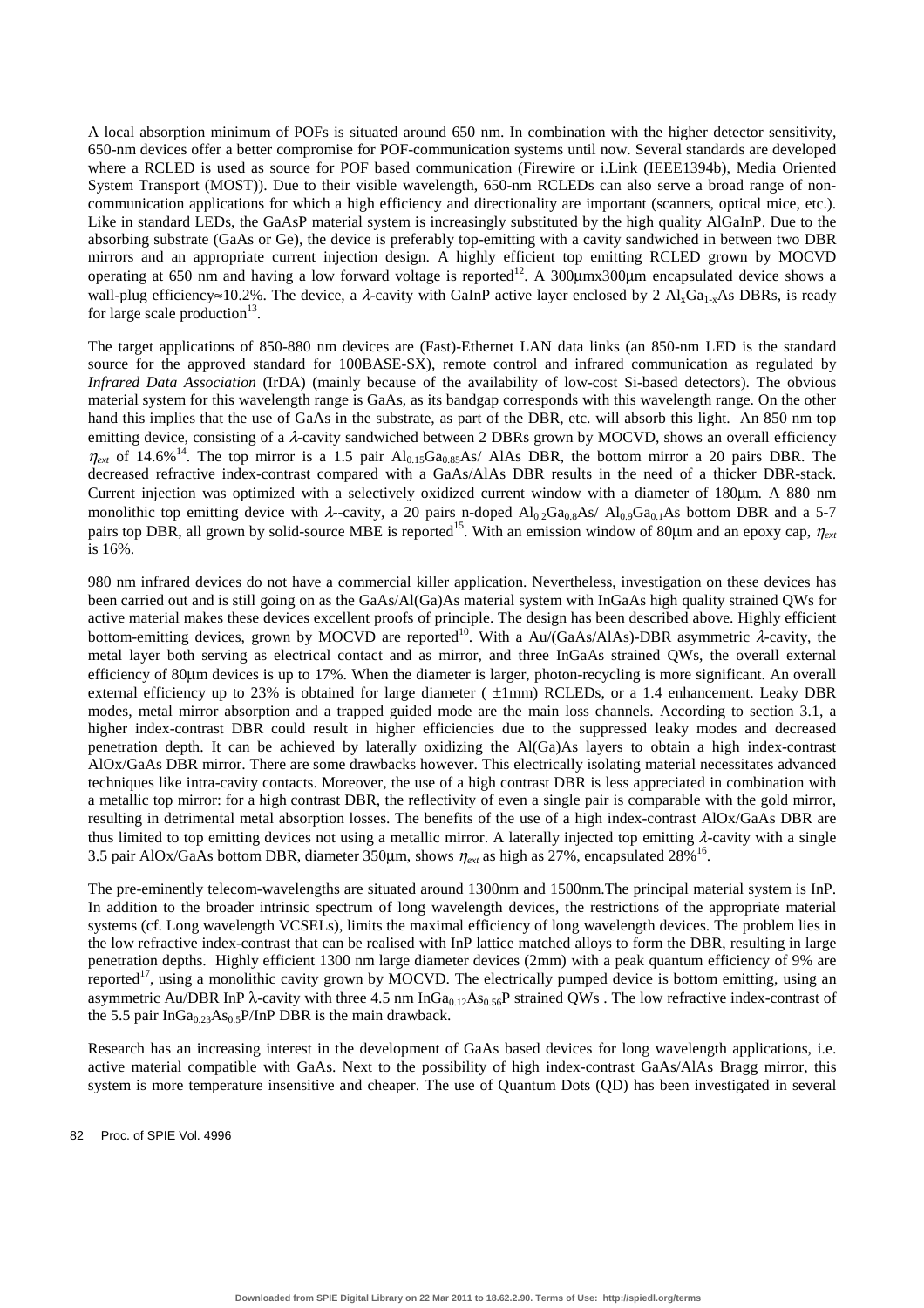A local absorption minimum of POFs is situated around 650 nm. In combination with the higher detector sensitivity, 650-nm devices offer a better compromise for POF-communication systems until now. Several standards are developed where a RCLED is used as source for POF based communication (Firewire or i.Link (IEEE1394b), Media Oriented System Transport (MOST)). Due to their visible wavelength, 650-nm RCLEDs can also serve a broad range of non-communication applications for which a high efficiency and directionality are important (scanners, optical mice, etc.). Like in standard LEDs, the GaAsP material system is increasingly substituted by the high quality AlGaInP. Due to the absorbing substrate (GaAs or Ge), the device is preferably top-emitting with a cavity sandwiched in between two DBR mirrors and an appropriate current injection design. A highly efficient top emitting RCLED grown by MOCVD operating at 650 nm and having a low forward voltage is reported[12]. A 300μmx300μm encapsulated device shows a wall-plug efficiency≈10.2%. The device, a $\lambda$-cavity with GaInP active layer enclosed by 2 $Al_xGa_{1-x}As$ DBRs, is ready for large scale production[13].

The target applications of 850-880 nm devices are (Fast)-Ethernet LAN data links (an 850-nm LED is the standard source for the approved standard for 100BASE-SX), remote control and infrared communication as regulated by *Infrared Data Association* (IrDA) (mainly because of the availability of low-cost Si-based detectors). The obvious material system for this wavelength range is GaAs, as its bandgap corresponds with this wavelength range. On the other hand this implies that the use of GaAs in the substrate, as part of the DBR, etc. will absorb this light. An 850 nm top emitting device, consisting of a $\lambda$-cavity sandwiched between 2 DBRs grown by MOCVD, shows an overall efficiency $\eta_{ext}$ of 14.6%[14]. The top mirror is a 1.5 pair $Al_{0.15}Ga_{0.85}As$/ AlAs DBR, the bottom mirror a 20 pairs DBR. The decreased refractive index-contrast compared with a GaAs/AlAs DBR results in the need of a thicker DBR-stack. Current injection was optimized with a selectively oxidized current window with a diameter of 180μm. A 880 nm monolithic top emitting device with $\lambda$--cavity, a 20 pairs n-doped $Al_{0.2}Ga_{0.8}As$/ $Al_{0.9}Ga_{0.1}As$ bottom DBR and a 5-7 pairs top DBR, all grown by solid-source MBE is reported[15]. With an emission window of 80μm and an epoxy cap, $\eta_{ext}$ is 16%.

980 nm infrared devices do not have a commercial killer application. Nevertheless, investigation on these devices has been carried out and is still going on as the GaAs/Al(Ga)As material system with InGaAs high quality strained QWs for active material makes these devices excellent proofs of principle. The design has been described above. Highly efficient bottom-emitting devices, grown by MOCVD are reported[10]. With a Au/(GaAs/AlAs)-DBR asymmetric $\lambda$-cavity, the metal layer both serving as electrical contact and as mirror, and three InGaAs strained QWs, the overall external efficiency of 80μm devices is up to 17%. When the diameter is larger, photon-recycling is more significant. An overall external efficiency up to 23% is obtained for large diameter ( ±1mm) RCLEDs, or a 1.4 enhancement. Leaky DBR modes, metal mirror absorption and a trapped guided mode are the main loss channels. According to section 3.1, a higher index-contrast DBR could result in higher efficiencies due to the suppressed leaky modes and decreased penetration depth. It can be achieved by laterally oxidizing the Al(Ga)As layers to obtain a high index-contrast AlOx/GaAs DBR mirror. There are some drawbacks however. This electrically isolating material necessitates advanced techniques like intra-cavity contacts. Moreover, the use of a high contrast DBR is less appreciated in combination with a metallic top mirror: for a high contrast DBR, the reflectivity of even a single pair is comparable with the gold mirror, resulting in detrimental metal absorption losses. The benefits of the use of a high index-contrast AlOx/GaAs DBR are thus limited to top emitting devices not using a metallic mirror. A laterally injected top emitting $\lambda$-cavity with a single 3.5 pair AlOx/GaAs bottom DBR, diameter 350μm, shows $\eta_{ext}$ as high as 27%, encapsulated 28%[16].

The pre-eminently telecom-wavelengths are situated around 1300nm and 1500nm.The principal material system is InP. In addition to the broader intrinsic spectrum of long wavelength devices, the restrictions of the appropriate material systems (cf. Long wavelength VCSELs), limits the maximal efficiency of long wavelength devices. The problem lies in the low refractive index-contrast that can be realised with InP lattice matched alloys to form the DBR, resulting in large penetration depths. Highly efficient 1300 nm large diameter devices (2mm) with a peak quantum efficiency of 9% are reported[17], using a monolithic cavity grown by MOCVD. The electrically pumped device is bottom emitting, using an asymmetric Au/DBR InP $\lambda$-cavity with three 4.5 nm $InGa_{0.12}As_{0.56}P$ strained QWs . The low refractive index-contrast of the 5.5 pair $InGa_{0.23}As_{0.5}P$/InP DBR is the main drawback.

Research has an increasing interest in the development of GaAs based devices for long wavelength applications, i.e. active material compatible with GaAs. Next to the possibility of high index-contrast GaAs/AlAs Bragg mirror, this system is more temperature insensitive and cheaper. The use of Quantum Dots (QD) has been investigated in several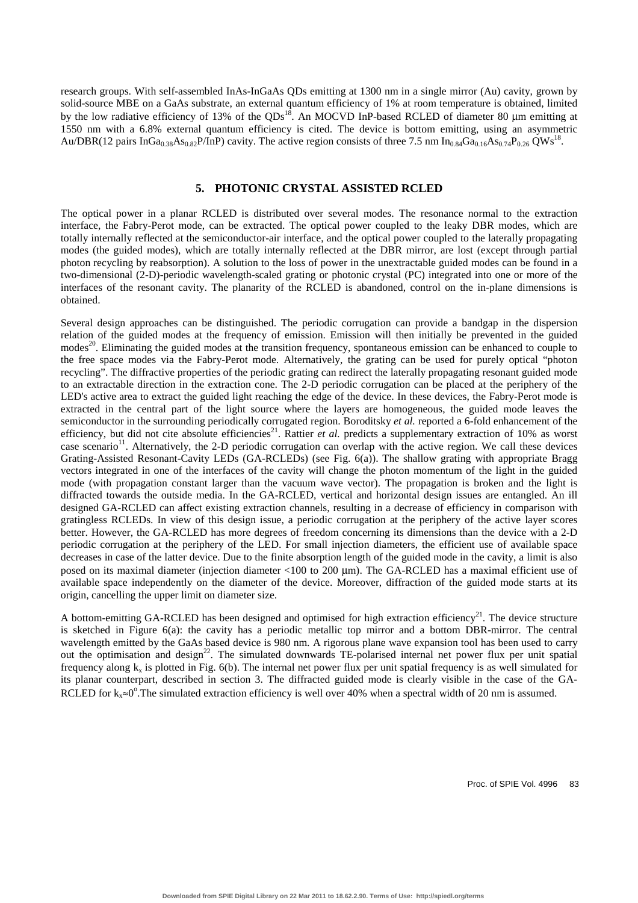research groups. With self-assembled InAs-InGaAs QDs emitting at 1300 nm in a single mirror (Au) cavity, grown by solid-source MBE on a GaAs substrate, an external quantum efficiency of 1% at room temperature is obtained, limited by the low radiative efficiency of 13% of the QDs[18]. An MOCVD InP-based RCLED of diameter 80 µm emitting at 1550 nm with a 6.8% external quantum efficiency is cited. The device is bottom emitting, using an asymmetric Au/DBR(12 pairs $InGa_{0.38}As_{0.82}P$/InP) cavity. The active region consists of three 7.5 nm $In_{0.84}Ga_{0.16}As_{0.74}P_{0.26}$ QWs[18].

## 5. PHOTONIC CRYSTAL ASSISTED RCLED

The optical power in a planar RCLED is distributed over several modes. The resonance normal to the extraction interface, the Fabry-Perot mode, can be extracted. The optical power coupled to the leaky DBR modes, which are totally internally reflected at the semiconductor-air interface, and the optical power coupled to the laterally propagating modes (the guided modes), which are totally internally reflected at the DBR mirror, are lost (except through partial photon recycling by reabsorption). A solution to the loss of power in the unextractable guided modes can be found in a two-dimensional (2-D)-periodic wavelength-scaled grating or photonic crystal (PC) integrated into one or more of the interfaces of the resonant cavity. The planarity of the RCLED is abandoned, control on the in-plane dimensions is obtained.

Several design approaches can be distinguished. The periodic corrugation can provide a bandgap in the dispersion relation of the guided modes at the frequency of emission. Emission will then initially be prevented in the guided modes[20]. Eliminating the guided modes at the transition frequency, spontaneous emission can be enhanced to couple to the free space modes via the Fabry-Perot mode. Alternatively, the grating can be used for purely optical "photon recycling". The diffractive properties of the periodic grating can redirect the laterally propagating resonant guided mode to an extractable direction in the extraction cone. The 2-D periodic corrugation can be placed at the periphery of the LED's active area to extract the guided light reaching the edge of the device. In these devices, the Fabry-Perot mode is extracted in the central part of the light source where the layers are homogeneous, the guided mode leaves the semiconductor in the surrounding periodically corrugated region. Boroditsky *et al.* reported a 6-fold enhancement of the efficiency, but did not cite absolute efficiencies[21]. Rattier *et al.* predicts a supplementary extraction of 10% as worst case scenario[11]. Alternatively, the 2-D periodic corrugation can overlap with the active region. We call these devices Grating-Assisted Resonant-Cavity LEDs (GA-RCLEDs) (see Fig. 6(a)). The shallow grating with appropriate Bragg vectors integrated in one of the interfaces of the cavity will change the photon momentum of the light in the guided mode (with propagation constant larger than the vacuum wave vector). The propagation is broken and the light is diffracted towards the outside media. In the GA-RCLED, vertical and horizontal design issues are entangled. An ill designed GA-RCLED can affect existing extraction channels, resulting in a decrease of efficiency in comparison with gratingless RCLEDs. In view of this design issue, a periodic corrugation at the periphery of the active layer scores better. However, the GA-RCLED has more degrees of freedom concerning its dimensions than the device with a 2-D periodic corrugation at the periphery of the LED. For small injection diameters, the efficient use of available space decreases in case of the latter device. Due to the finite absorption length of the guided mode in the cavity, a limit is also posed on its maximal diameter (injection diameter <100 to 200 µm). The GA-RCLED has a maximal efficient use of available space independently on the diameter of the device. Moreover, diffraction of the guided mode starts at its origin, cancelling the upper limit on diameter size.

A bottom-emitting GA-RCLED has been designed and optimised for high extraction efficiency[21]. The device structure is sketched in Figure 6(a): the cavity has a periodic metallic top mirror and a bottom DBR-mirror. The central wavelength emitted by the GaAs based device is 980 nm. A rigorous plane wave expansion tool has been used to carry out the optimisation and design[22]. The simulated downwards TE-polarised internal net power flux per unit spatial frequency along $k_x$ is plotted in Fig. 6(b). The internal net power flux per unit spatial frequency is as well simulated for its planar counterpart, described in section 3. The diffracted guided mode is clearly visible in the case of the GA-RCLED for $k_x \approx 0^o$.The simulated extraction efficiency is well over 40% when a spectral width of 20 nm is assumed.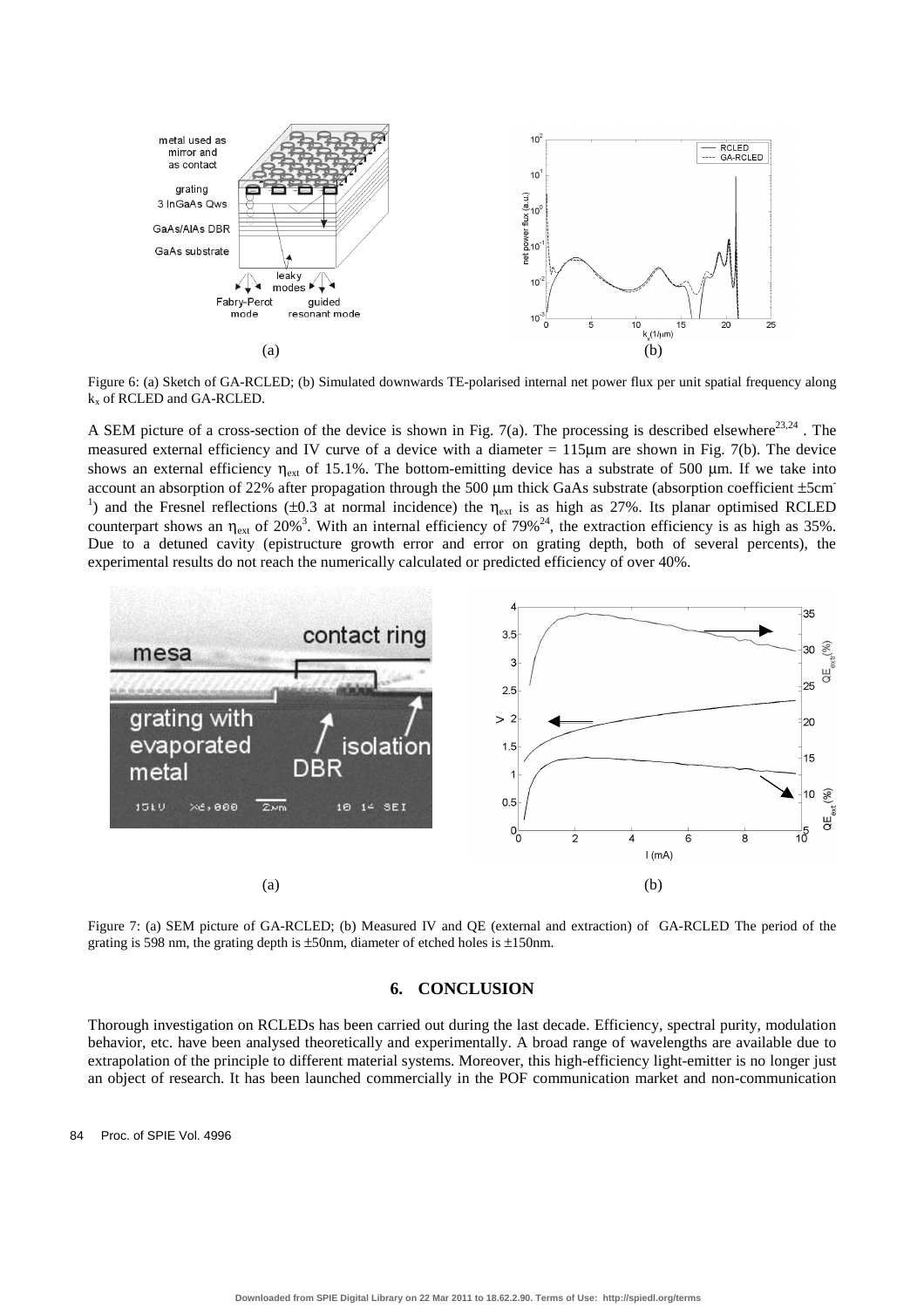Figure 6: (a) Sketch of GA-RCLED; (b) Simulated downwards TE-polarised internal net power flux per unit spatial frequency along $k_x$ of RCLED and GA-RCLED.

A SEM picture of a cross-section of the device is shown in Fig. 7(a). The processing is described elsewhere[23,24] . The measured external efficiency and IV curve of a device with a diameter = 115μm are shown in Fig. 7(b). The device shows an external efficiency $\eta_{ext}$ of 15.1%. The bottom-emitting device has a substrate of 500 μm. If we take into account an absorption of 22% after propagation through the 500 μm thick GaAs substrate (absorption coefficient ±5cm$^{-1}$) and the Fresnel reflections (±0.3 at normal incidence) the $\eta_{ext}$ is as high as 27%. Its planar optimised RCLED counterpart shows an $\eta_{ext}$ of 20%[3]. With an internal efficiency of 79%[24], the extraction efficiency is as high as 35%. Due to a detuned cavity (epistructure growth error and error on grating depth, both of several percents), the experimental results do not reach the numerically calculated or predicted efficiency of over 40%.

Figure 7: (a) SEM picture of GA-RCLED; (b) Measured IV and QE (external and extraction) of GA-RCLED The period of the grating is 598 nm, the grating depth is ±50nm, diameter of etched holes is ±150nm.

## 6. CONCLUSION

Thorough investigation on RCLEDs has been carried out during the last decade. Efficiency, spectral purity, modulation behavior, etc. have been analysed theoretically and experimentally. A broad range of wavelengths are available due to extrapolation of the principle to different material systems. Moreover, this high-efficiency light-emitter is no longer just an object of research. It has been launched commercially in the POF communication market and non-communication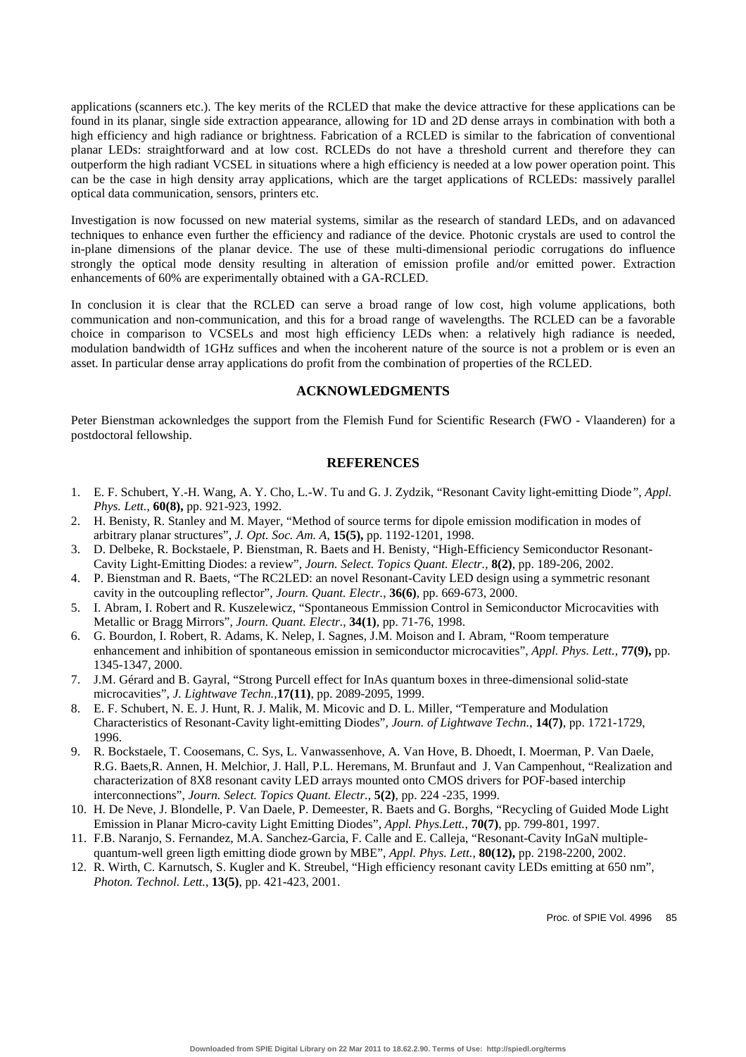applications (scanners etc.). The key merits of the RCLED that make the device attractive for these applications can be found in its planar, single side extraction appearance, allowing for 1D and 2D dense arrays in combination with both a high efficiency and high radiance or brightness. Fabrication of a RCLED is similar to the fabrication of conventional planar LEDs: straightforward and at low cost. RCLEDs do not have a threshold current and therefore they can outperform the high radiant VCSEL in situations where a high efficiency is needed at a low power operation point. This can be the case in high density array applications, which are the target applications of RCLEDs: massively parallel optical data communication, sensors, printers etc.

Investigation is now focussed on new material systems, similar as the research of standard LEDs, and on adavanced techniques to enhance even further the efficiency and radiance of the device. Photonic crystals are used to control the in-plane dimensions of the planar device. The use of these multi-dimensional periodic corrugations do influence strongly the optical mode density resulting in alteration of emission profile and/or emitted power. Extraction enhancements of 60% are experimentally obtained with a GA-RCLED.

In conclusion it is clear that the RCLED can serve a broad range of low cost, high volume applications, both communication and non-communication, and this for a broad range of wavelengths. The RCLED can be a favorable choice in comparison to VCSELs and most high efficiency LEDs when: a relatively high radiance is needed, modulation bandwidth of 1GHz suffices and when the incoherent nature of the source is not a problem or is even an asset. In particular dense array applications do profit from the combination of properties of the RCLED.

## ACKNOWLEDGMENTS

Peter Bienstman ackownledges the support from the Flemish Fund for Scientific Research (FWO - Vlaanderen) for a postdoctoral fellowship.

## REFERENCES

1. E. F. Schubert, Y.-H. Wang, A. Y. Cho, L.-W. Tu and G. J. Zydzik, "Resonant Cavity light-emitting Diode", *Appl. Phys. Lett.*, **60(8),** pp. 921-923, 1992.
2. H. Benisty, R. Stanley and M. Mayer, "Method of source terms for dipole emission modification in modes of arbitrary planar structures", *J. Opt. Soc. Am. A*, **15(5),** pp. 1192-1201, 1998.
3. D. Delbeke, R. Bockstaele, P. Bienstman, R. Baets and H. Benisty, "High-Efficiency Semiconductor Resonant-Cavity Light-Emitting Diodes: a review", *Journ. Select. Topics Quant. Electr.*, **8(2)**, pp. 189-206, 2002.
4. P. Bienstman and R. Baets, "The RC2LED: an novel Resonant-Cavity LED design using a symmetric resonant cavity in the outcoupling reflector", *Journ. Quant. Electr.*, **36(6)**, pp. 669-673, 2000.
5. I. Abram, I. Robert and R. Kuszelewicz, "Spontaneous Emmission Control in Semiconductor Microcavities with Metallic or Bragg Mirrors", *Journ. Quant. Electr.*, **34(1)**, pp. 71-76, 1998.
6. G. Bourdon, I. Robert, R. Adams, K. Nelep, I. Sagnes, J.M. Moison and I. Abram, "Room temperature enhancement and inhibition of spontaneous emission in semiconductor microcavities", *Appl. Phys. Lett.*, **77(9),** pp. 1345-1347, 2000.
7. J.M. Gérard and B. Gayral, "Strong Purcell effect for InAs quantum boxes in three-dimensional solid-state microcavities", *J. Lightwave Techn.*,**17(11)**, pp. 2089-2095, 1999.
8. E. F. Schubert, N. E. J. Hunt, R. J. Malik, M. Micovic and D. L. Miller, "Temperature and Modulation Characteristics of Resonant-Cavity light-emitting Diodes", *Journ. of Lightwave Techn.*, **14(7)**, pp. 1721-1729, 1996.
9. R. Bockstaele, T. Coosemans, C. Sys, L. Vanwassenhove, A. Van Hove, B. Dhoedt, I. Moerman, P. Van Daele, R.G. Baets,R. Annen, H. Melchior, J. Hall, P.L. Heremans, M. Brunfaut and J. Van Campenhout, "Realization and characterization of 8X8 resonant cavity LED arrays mounted onto CMOS drivers for POF-based interchip interconnections", *Journ. Select. Topics Quant. Electr.*, **5(2)**, pp. 224 -235, 1999.
10. H. De Neve, J. Blondelle, P. Van Daele, P. Demeester, R. Baets and G. Borghs, "Recycling of Guided Mode Light Emission in Planar Micro-cavity Light Emitting Diodes", *Appl. Phys.Lett.*, **70(7)**, pp. 799-801, 1997.
11. F.B. Naranjo, S. Fernandez, M.A. Sanchez-Garcia, F. Calle and E. Calleja, "Resonant-Cavity InGaN multiple-quantum-well green ligth emitting diode grown by MBE", *Appl. Phys. Lett.*, **80(12),** pp. 2198-2200, 2002.
12. R. Wirth, C. Karnutsch, S. Kugler and K. Streubel, "High efficiency resonant cavity LEDs emitting at 650 nm", *Photon. Technol. Lett.*, **13(5)**, pp. 421-423, 2001.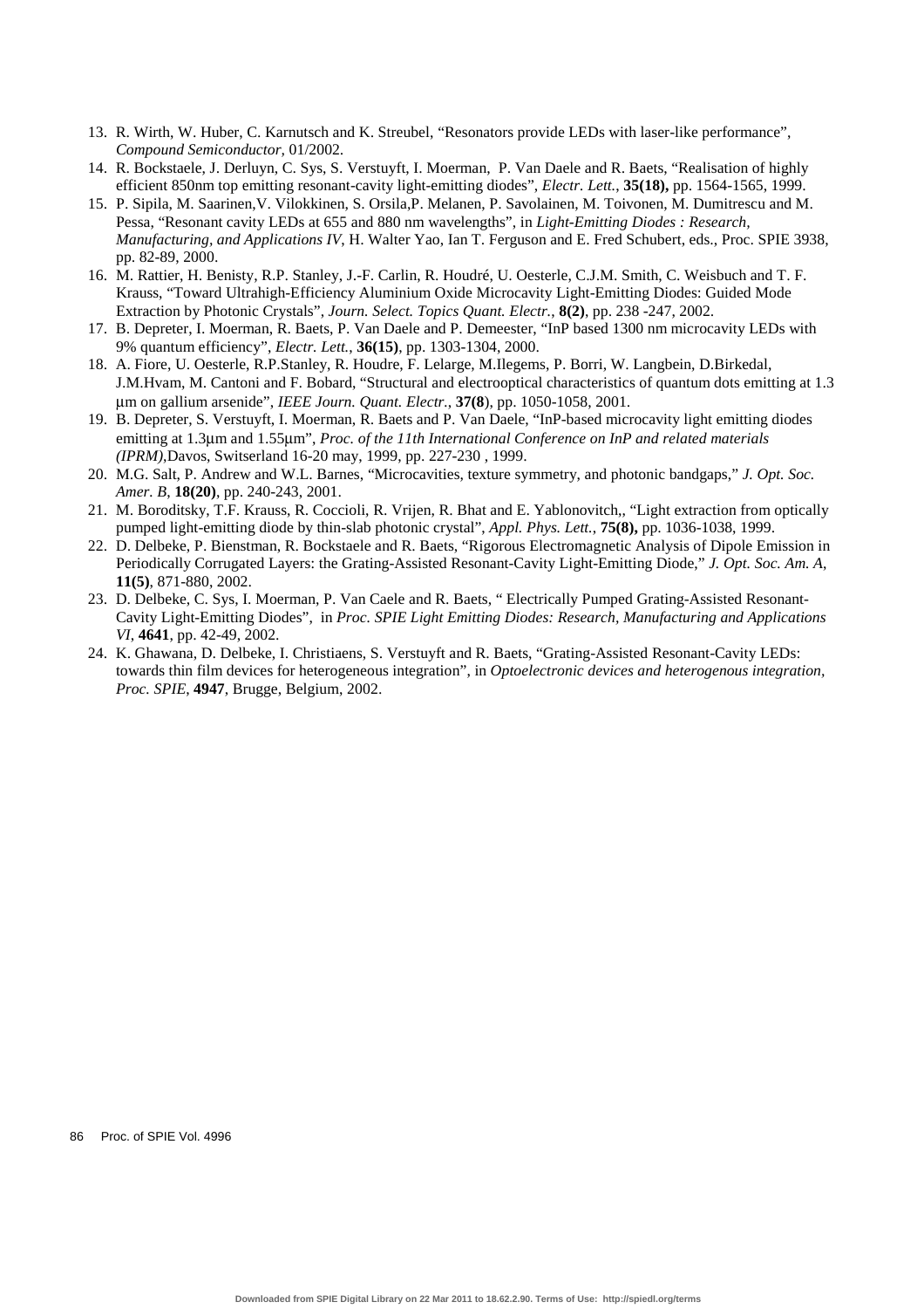13. R. Wirth, W. Huber, C. Karnutsch and K. Streubel, "Resonators provide LEDs with laser-like performance", *Compound Semiconductor*, 01/2002.
14. R. Bockstaele, J. Derluyn, C. Sys, S. Verstuyft, I. Moerman, P. Van Daele and R. Baets, "Realisation of highly efficient 850nm top emitting resonant-cavity light-emitting diodes", *Electr. Lett.*, **35(18),** pp. 1564-1565, 1999.
15. P. Sipila, M. Saarinen,V. Vilokkinen, S. Orsila,P. Melanen, P. Savolainen, M. Toivonen, M. Dumitrescu and M. Pessa, "Resonant cavity LEDs at 655 and 880 nm wavelengths", in *Light-Emitting Diodes : Research, Manufacturing, and Applications IV*, H. Walter Yao, Ian T. Ferguson and E. Fred Schubert, eds., Proc. SPIE 3938, pp. 82-89, 2000.
16. M. Rattier, H. Benisty, R.P. Stanley, J.-F. Carlin, R. Houdré, U. Oesterle, C.J.M. Smith, C. Weisbuch and T. F. Krauss, "Toward Ultrahigh-Efficiency Aluminium Oxide Microcavity Light-Emitting Diodes: Guided Mode Extraction by Photonic Crystals", *Journ. Select. Topics Quant. Electr.*, **8(2)**, pp. 238 -247, 2002.
17. B. Depreter, I. Moerman, R. Baets, P. Van Daele and P. Demeester, "InP based 1300 nm microcavity LEDs with 9% quantum efficiency", *Electr. Lett.*, **36(15)**, pp. 1303-1304, 2000.
18. A. Fiore, U. Oesterle, R.P.Stanley, R. Houdre, F. Lelarge, M.Ilegems, P. Borri, W. Langbein, D.Birkedal, J.M.Hvam, M. Cantoni and F. Bobard, "Structural and electrooptical characteristics of quantum dots emitting at 1.3 µm on gallium arsenide", *IEEE Journ. Quant. Electr.*, **37(8**), pp. 1050-1058, 2001.
19. B. Depreter, S. Verstuyft, I. Moerman, R. Baets and P. Van Daele, "InP-based microcavity light emitting diodes emitting at 1.3µm and 1.55µm", *Proc. of the 11th International Conference on InP and related materials (IPRM)*,Davos, Switserland 16-20 may, 1999, pp. 227-230 , 1999.
20. M.G. Salt, P. Andrew and W.L. Barnes, "Microcavities, texture symmetry, and photonic bandgaps," *J. Opt. Soc. Amer. B*, **18(20)**, pp. 240-243, 2001.
21. M. Boroditsky, T.F. Krauss, R. Coccioli, R. Vrijen, R. Bhat and E. Yablonovitch,, "Light extraction from optically pumped light-emitting diode by thin-slab photonic crystal", *Appl. Phys. Lett.*, **75(8),** pp. 1036-1038, 1999.
22. D. Delbeke, P. Bienstman, R. Bockstaele and R. Baets, "Rigorous Electromagnetic Analysis of Dipole Emission in Periodically Corrugated Layers: the Grating-Assisted Resonant-Cavity Light-Emitting Diode," *J. Opt. Soc. Am. A*, **11(5)**, 871-880, 2002.
23. D. Delbeke, C. Sys, I. Moerman, P. Van Caele and R. Baets, " Electrically Pumped Grating-Assisted Resonant-Cavity Light-Emitting Diodes", in *Proc. SPIE Light Emitting Diodes: Research, Manufacturing and Applications VI*, **4641**, pp. 42-49, 2002.
24. K. Ghawana, D. Delbeke, I. Christiaens, S. Verstuyft and R. Baets, "Grating-Assisted Resonant-Cavity LEDs: towards thin film devices for heterogeneous integration", in *Optoelectronic devices and heterogenous integration, Proc. SPIE*, **4947**, Brugge, Belgium, 2002.